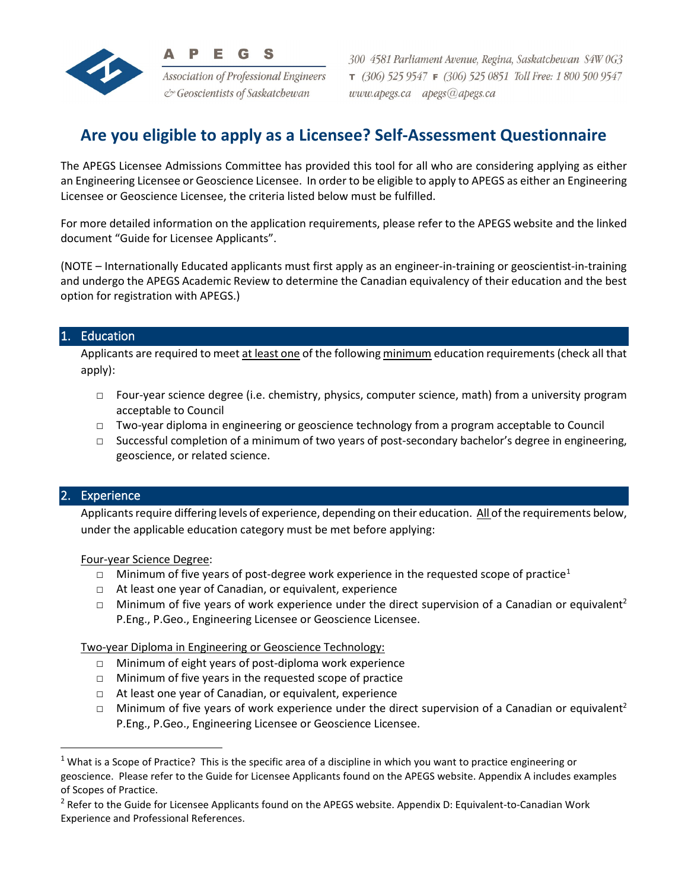APEGS

Association of Professional Engineers & Geoscientists of Saskatchewan

300 4581 Parliament Avenue, Regina, Saskatchewan S4W 0G3
T (306) 525 9547 F (306) 525 0851 Toll Free: 1 800 500 9547
www.apegs.ca apegs@apegs.ca

# Are you eligible to apply as a Licensee? Self-Assessment Questionnaire

The APEGS Licensee Admissions Committee has provided this tool for all who are considering applying as either an Engineering Licensee or Geoscience Licensee. In order to be eligible to apply to APEGS as either an Engineering Licensee or Geoscience Licensee, the criteria listed below must be fulfilled.

For more detailed information on the application requirements, please refer to the APEGS website and the linked document "Guide for Licensee Applicants".

(NOTE – Internationally Educated applicants must first apply as an engineer-in-training or geoscientist-in-training and undergo the APEGS Academic Review to determine the Canadian equivalency of their education and the best option for registration with APEGS.)

## 1. Education

Applicants are required to meet at least one of the following minimum education requirements (check all that apply):

- □ Four-year science degree (i.e. chemistry, physics, computer science, math) from a university program acceptable to Council
- □ Two-year diploma in engineering or geoscience technology from a program acceptable to Council
- □ Successful completion of a minimum of two years of post-secondary bachelor's degree in engineering, geoscience, or related science.

## 2. Experience

Applicants require differing levels of experience, depending on their education. All of the requirements below, under the applicable education category must be met before applying:

Four-year Science Degree:

- □ Minimum of five years of post-degree work experience in the requested scope of practice[1]
- □ At least one year of Canadian, or equivalent, experience
- □ Minimum of five years of work experience under the direct supervision of a Canadian or equivalent[2] P.Eng., P.Geo., Engineering Licensee or Geoscience Licensee.

Two-year Diploma in Engineering or Geoscience Technology:

- □ Minimum of eight years of post-diploma work experience
- □ Minimum of five years in the requested scope of practice
- □ At least one year of Canadian, or equivalent, experience
- □ Minimum of five years of work experience under the direct supervision of a Canadian or equivalent[2] P.Eng., P.Geo., Engineering Licensee or Geoscience Licensee.

---

[1] What is a Scope of Practice? This is the specific area of a discipline in which you want to practice engineering or geoscience. Please refer to the Guide for Licensee Applicants found on the APEGS website. Appendix A includes examples of Scopes of Practice.

[2] Refer to the Guide for Licensee Applicants found on the APEGS website. Appendix D: Equivalent-to-Canadian Work Experience and Professional References.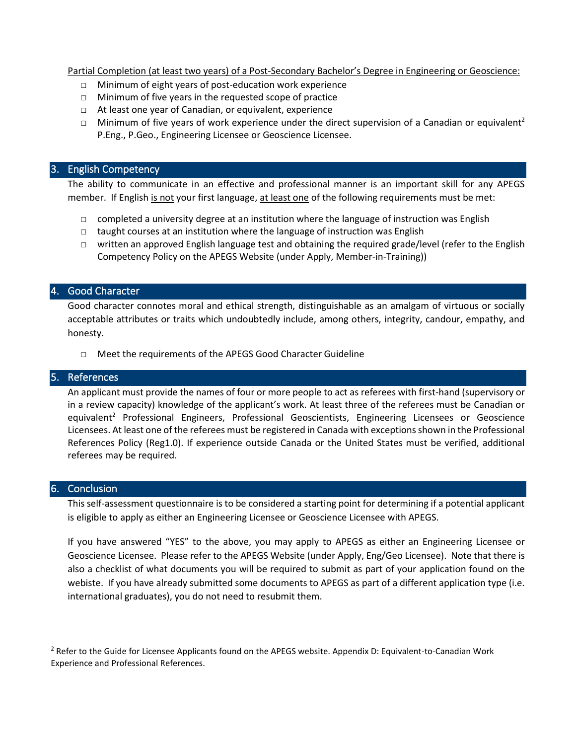Partial Completion (at least two years) of a Post-Secondary Bachelor's Degree in Engineering or Geoscience:

- □ Minimum of eight years of post-education work experience
- □ Minimum of five years in the requested scope of practice
- □ At least one year of Canadian, or equivalent, experience
- □ Minimum of five years of work experience under the direct supervision of a Canadian or equivalent[2] P.Eng., P.Geo., Engineering Licensee or Geoscience Licensee.

## 3. English Competency

The ability to communicate in an effective and professional manner is an important skill for any APEGS member. If English is not your first language, at least one of the following requirements must be met:

- □ completed a university degree at an institution where the language of instruction was English
- □ taught courses at an institution where the language of instruction was English
- □ written an approved English language test and obtaining the required grade/level (refer to the English Competency Policy on the APEGS Website (under Apply, Member-in-Training))

## 4. Good Character

Good character connotes moral and ethical strength, distinguishable as an amalgam of virtuous or socially acceptable attributes or traits which undoubtedly include, among others, integrity, candour, empathy, and honesty.

- □ Meet the requirements of the APEGS Good Character Guideline

## 5. References

An applicant must provide the names of four or more people to act as referees with first-hand (supervisory or in a review capacity) knowledge of the applicant's work. At least three of the referees must be Canadian or equivalent[2] Professional Engineers, Professional Geoscientists, Engineering Licensees or Geoscience Licensees. At least one of the referees must be registered in Canada with exceptions shown in the Professional References Policy (Reg1.0). If experience outside Canada or the United States must be verified, additional referees may be required.

## 6. Conclusion

This self-assessment questionnaire is to be considered a starting point for determining if a potential applicant is eligible to apply as either an Engineering Licensee or Geoscience Licensee with APEGS.

If you have answered "YES" to the above, you may apply to APEGS as either an Engineering Licensee or Geoscience Licensee. Please refer to the APEGS Website (under Apply, Eng/Geo Licensee). Note that there is also a checklist of what documents you will be required to submit as part of your application found on the webiste. If you have already submitted some documents to APEGS as part of a different application type (i.e. international graduates), you do not need to resubmit them.

[2] Refer to the Guide for Licensee Applicants found on the APEGS website. Appendix D: Equivalent-to-Canadian Work Experience and Professional References.